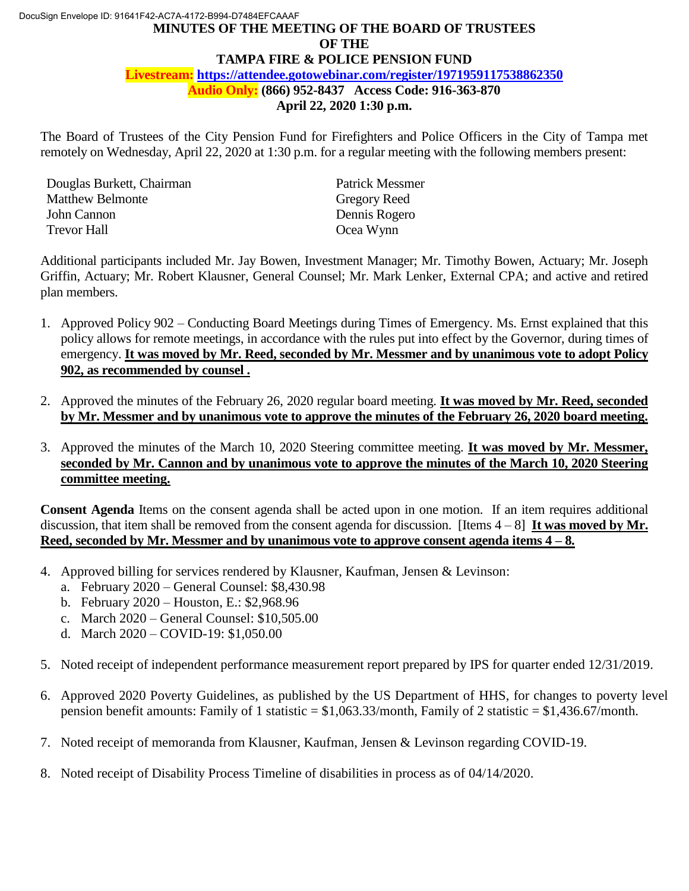DocuSign Envelope ID: 91641F42-AC7A-4172-B994-D7484EFCAAAF

# MINUTES OF THE MEETING OF THE BOARD OF TRUSTEES OF THE TAMPA FIRE & POLICE PENSION FUND

**Livestream: https://attendee.gotowebinar.com/register/1971959117538862350**

**Audio Only: (866) 952-8437 Access Code: 916-363-870**

**April 22, 2020 1:30 p.m.**

The Board of Trustees of the City Pension Fund for Firefighters and Police Officers in the City of Tampa met remotely on Wednesday, April 22, 2020 at 1:30 p.m. for a regular meeting with the following members present:

Douglas Burkett, Chairman
Matthew Belmonte
John Cannon
Trevor Hall
Patrick Messmer
Gregory Reed
Dennis Rogero
Ocea Wynn

Additional participants included Mr. Jay Bowen, Investment Manager; Mr. Timothy Bowen, Actuary; Mr. Joseph Griffin, Actuary; Mr. Robert Klausner, General Counsel; Mr. Mark Lenker, External CPA; and active and retired plan members.

1. Approved Policy 902 – Conducting Board Meetings during Times of Emergency. Ms. Ernst explained that this policy allows for remote meetings, in accordance with the rules put into effect by the Governor, during times of emergency. **It was moved by Mr. Reed, seconded by Mr. Messmer and by unanimous vote to adopt Policy 902, as recommended by counsel .**

2. Approved the minutes of the February 26, 2020 regular board meeting. **It was moved by Mr. Reed, seconded by Mr. Messmer and by unanimous vote to approve the minutes of the February 26, 2020 board meeting.**

3. Approved the minutes of the March 10, 2020 Steering committee meeting. **It was moved by Mr. Messmer, seconded by Mr. Cannon and by unanimous vote to approve the minutes of the March 10, 2020 Steering committee meeting.**

**Consent Agenda** Items on the consent agenda shall be acted upon in one motion. If an item requires additional discussion, that item shall be removed from the consent agenda for discussion. [Items 4 – 8] **It was moved by Mr. Reed, seconded by Mr. Messmer and by unanimous vote to approve consent agenda items 4 – 8.**

4. Approved billing for services rendered by Klausner, Kaufman, Jensen & Levinson:
   a. February 2020 – General Counsel: $8,430.98
   b. February 2020 – Houston, E.: $2,968.96
   c. March 2020 – General Counsel: $10,505.00
   d. March 2020 – COVID-19: $1,050.00

5. Noted receipt of independent performance measurement report prepared by IPS for quarter ended 12/31/2019.

6. Approved 2020 Poverty Guidelines, as published by the US Department of HHS, for changes to poverty level pension benefit amounts: Family of 1 statistic = $1,063.33/month, Family of 2 statistic = $1,436.67/month.

7. Noted receipt of memoranda from Klausner, Kaufman, Jensen & Levinson regarding COVID-19.

8. Noted receipt of Disability Process Timeline of disabilities in process as of 04/14/2020.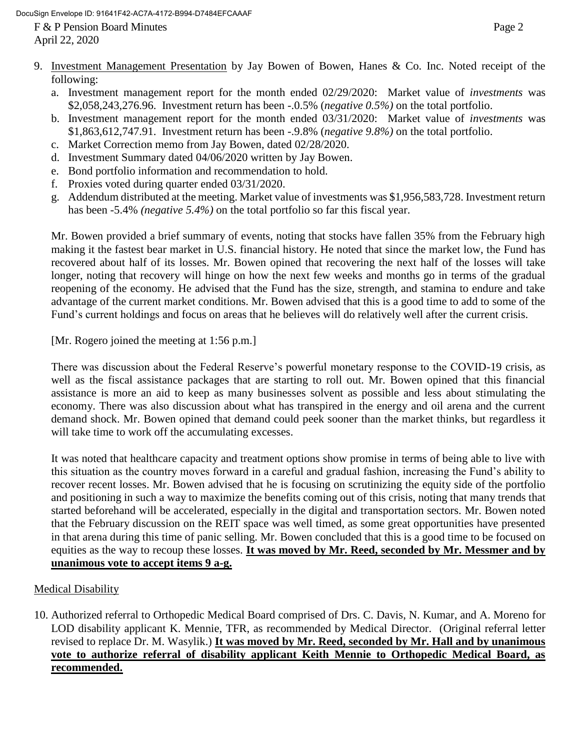9. Investment Management Presentation by Jay Bowen of Bowen, Hanes & Co. Inc. Noted receipt of the following:
   a. Investment management report for the month ended 02/29/2020: Market value of *investments* was $2,058,243,276.96. Investment return has been -.0.5% (*negative 0.5%)* on the total portfolio.
   b. Investment management report for the month ended 03/31/2020: Market value of *investments* was $1,863,612,747.91. Investment return has been -.9.8% (*negative 9.8%)* on the total portfolio.
   c. Market Correction memo from Jay Bowen, dated 02/28/2020.
   d. Investment Summary dated 04/06/2020 written by Jay Bowen.
   e. Bond portfolio information and recommendation to hold.
   f. Proxies voted during quarter ended 03/31/2020.
   g. Addendum distributed at the meeting. Market value of investments was $1,956,583,728. Investment return has been -5.4% *(negative 5.4%)* on the total portfolio so far this fiscal year.

   Mr. Bowen provided a brief summary of events, noting that stocks have fallen 35% from the February high making it the fastest bear market in U.S. financial history. He noted that since the market low, the Fund has recovered about half of its losses. Mr. Bowen opined that recovering the next half of the losses will take longer, noting that recovery will hinge on how the next few weeks and months go in terms of the gradual reopening of the economy. He advised that the Fund has the size, strength, and stamina to endure and take advantage of the current market conditions. Mr. Bowen advised that this is a good time to add to some of the Fund's current holdings and focus on areas that he believes will do relatively well after the current crisis.

   [Mr. Rogero joined the meeting at 1:56 p.m.]

   There was discussion about the Federal Reserve's powerful monetary response to the COVID-19 crisis, as well as the fiscal assistance packages that are starting to roll out. Mr. Bowen opined that this financial assistance is more an aid to keep as many businesses solvent as possible and less about stimulating the economy. There was also discussion about what has transpired in the energy and oil arena and the current demand shock. Mr. Bowen opined that demand could peek sooner than the market thinks, but regardless it will take time to work off the accumulating excesses.

   It was noted that healthcare capacity and treatment options show promise in terms of being able to live with this situation as the country moves forward in a careful and gradual fashion, increasing the Fund's ability to recover recent losses. Mr. Bowen advised that he is focusing on scrutinizing the equity side of the portfolio and positioning in such a way to maximize the benefits coming out of this crisis, noting that many trends that started beforehand will be accelerated, especially in the digital and transportation sectors. Mr. Bowen noted that the February discussion on the REIT space was well timed, as some great opportunities have presented in that arena during this time of panic selling. Mr. Bowen concluded that this is a good time to be focused on equities as the way to recoup these losses. **It was moved by Mr. Reed, seconded by Mr. Messmer and by unanimous vote to accept items 9 a-g.**

Medical Disability

10. Authorized referral to Orthopedic Medical Board comprised of Drs. C. Davis, N. Kumar, and A. Moreno for LOD disability applicant K. Mennie, TFR, as recommended by Medical Director. (Original referral letter revised to replace Dr. M. Wasylik.) **It was moved by Mr. Reed, seconded by Mr. Hall and by unanimous vote to authorize referral of disability applicant Keith Mennie to Orthopedic Medical Board, as recommended.**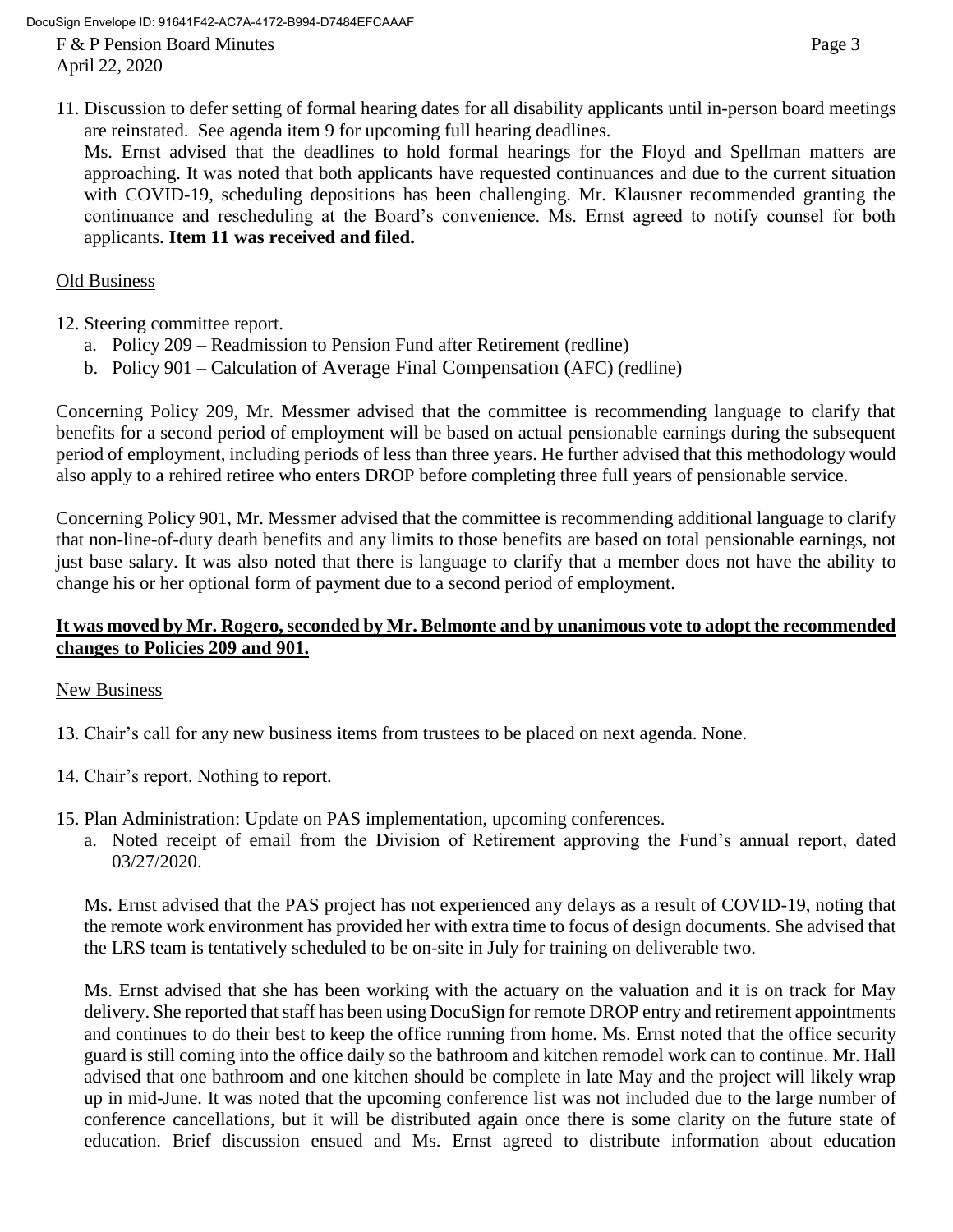11. Discussion to defer setting of formal hearing dates for all disability applicants until in-person board meetings are reinstated. See agenda item 9 for upcoming full hearing deadlines.
    Ms. Ernst advised that the deadlines to hold formal hearings for the Floyd and Spellman matters are approaching. It was noted that both applicants have requested continuances and due to the current situation with COVID-19, scheduling depositions has been challenging. Mr. Klausner recommended granting the continuance and rescheduling at the Board's convenience. Ms. Ernst agreed to notify counsel for both applicants. **Item 11 was received and filed.**

Old Business

12. Steering committee report.
    a. Policy 209 – Readmission to Pension Fund after Retirement (redline)
    b. Policy 901 – Calculation of Average Final Compensation (AFC) (redline)

Concerning Policy 209, Mr. Messmer advised that the committee is recommending language to clarify that benefits for a second period of employment will be based on actual pensionable earnings during the subsequent period of employment, including periods of less than three years. He further advised that this methodology would also apply to a rehired retiree who enters DROP before completing three full years of pensionable service.

Concerning Policy 901, Mr. Messmer advised that the committee is recommending additional language to clarify that non-line-of-duty death benefits and any limits to those benefits are based on total pensionable earnings, not just base salary. It was also noted that there is language to clarify that a member does not have the ability to change his or her optional form of payment due to a second period of employment.

**It was moved by Mr. Rogero, seconded by Mr. Belmonte and by unanimous vote to adopt the recommended changes to Policies 209 and 901.**

New Business

13. Chair's call for any new business items from trustees to be placed on next agenda. None.

14. Chair's report. Nothing to report.

15. Plan Administration: Update on PAS implementation, upcoming conferences.
    a. Noted receipt of email from the Division of Retirement approving the Fund's annual report, dated 03/27/2020.

    Ms. Ernst advised that the PAS project has not experienced any delays as a result of COVID-19, noting that the remote work environment has provided her with extra time to focus of design documents. She advised that the LRS team is tentatively scheduled to be on-site in July for training on deliverable two.

    Ms. Ernst advised that she has been working with the actuary on the valuation and it is on track for May delivery. She reported that staff has been using DocuSign for remote DROP entry and retirement appointments and continues to do their best to keep the office running from home. Ms. Ernst noted that the office security guard is still coming into the office daily so the bathroom and kitchen remodel work can to continue. Mr. Hall advised that one bathroom and one kitchen should be complete in late May and the project will likely wrap up in mid-June. It was noted that the upcoming conference list was not included due to the large number of conference cancellations, but it will be distributed again once there is some clarity on the future state of education. Brief discussion ensued and Ms. Ernst agreed to distribute information about education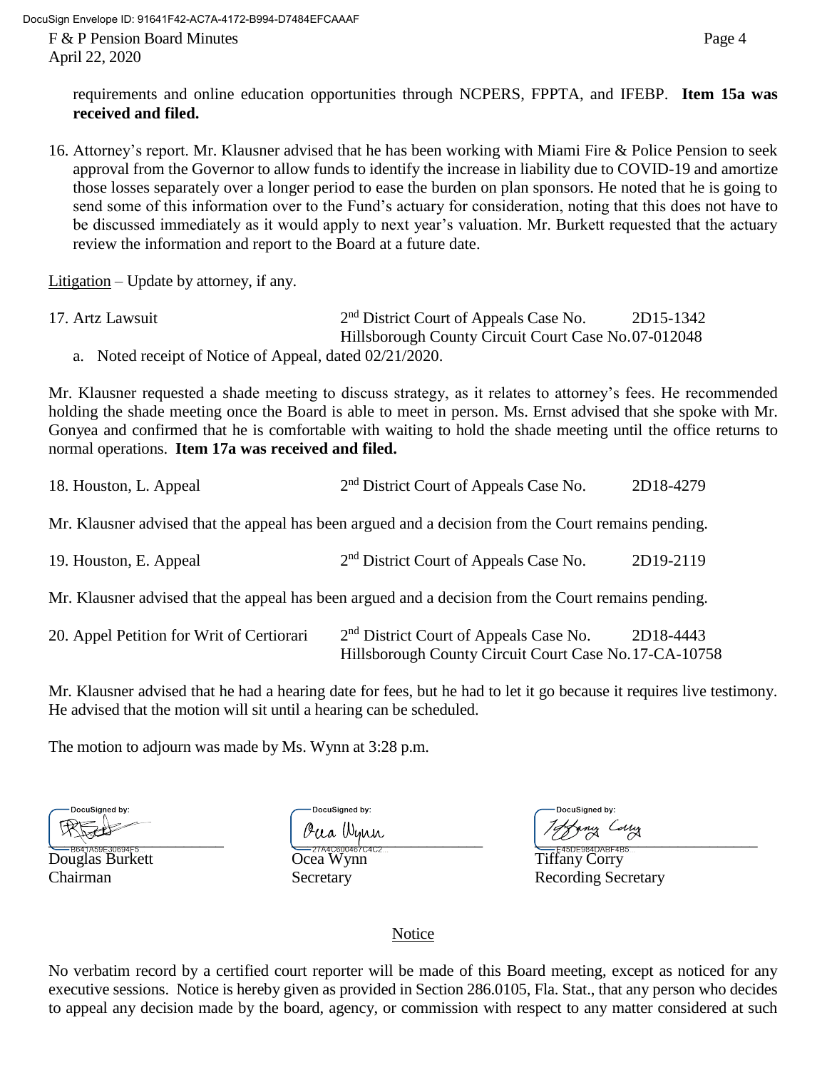requirements and online education opportunities through NCPERS, FPPTA, and IFEBP. **Item 15a was received and filed.**

16. Attorney's report. Mr. Klausner advised that he has been working with Miami Fire & Police Pension to seek approval from the Governor to allow funds to identify the increase in liability due to COVID-19 and amortize those losses separately over a longer period to ease the burden on plan sponsors. He noted that he is going to send some of this information over to the Fund's actuary for consideration, noting that this does not have to be discussed immediately as it would apply to next year's valuation. Mr. Burkett requested that the actuary review the information and report to the Board at a future date.

Litigation – Update by attorney, if any.

17. Artz Lawsuit — 2nd District Court of Appeals Case No. 2D15-1342; Hillsborough County Circuit Court Case No. 07-012048

a. Noted receipt of Notice of Appeal, dated 02/21/2020.

Mr. Klausner requested a shade meeting to discuss strategy, as it relates to attorney's fees. He recommended holding the shade meeting once the Board is able to meet in person. Ms. Ernst advised that she spoke with Mr. Gonyea and confirmed that he is comfortable with waiting to hold the shade meeting until the office returns to normal operations. **Item 17a was received and filed.**

18. Houston, L. Appeal — 2nd District Court of Appeals Case No. 2D18-4279

Mr. Klausner advised that the appeal has been argued and a decision from the Court remains pending.

19. Houston, E. Appeal — 2nd District Court of Appeals Case No. 2D19-2119

Mr. Klausner advised that the appeal has been argued and a decision from the Court remains pending.

20. Appel Petition for Writ of Certiorari — 2nd District Court of Appeals Case No. 2D18-4443; Hillsborough County Circuit Court Case No. 17-CA-10758

Mr. Klausner advised that he had a hearing date for fees, but he had to let it go because it requires live testimony. He advised that the motion will sit until a hearing can be scheduled.

The motion to adjourn was made by Ms. Wynn at 3:28 p.m.

| | | |
|---|---|---|
| Douglas Burkett | Ocea Wynn | Tiffany Corry |
| Chairman | Secretary | Recording Secretary |

Notice

No verbatim record by a certified court reporter will be made of this Board meeting, except as noticed for any executive sessions. Notice is hereby given as provided in Section 286.0105, Fla. Stat., that any person who decides to appeal any decision made by the board, agency, or commission with respect to any matter considered at such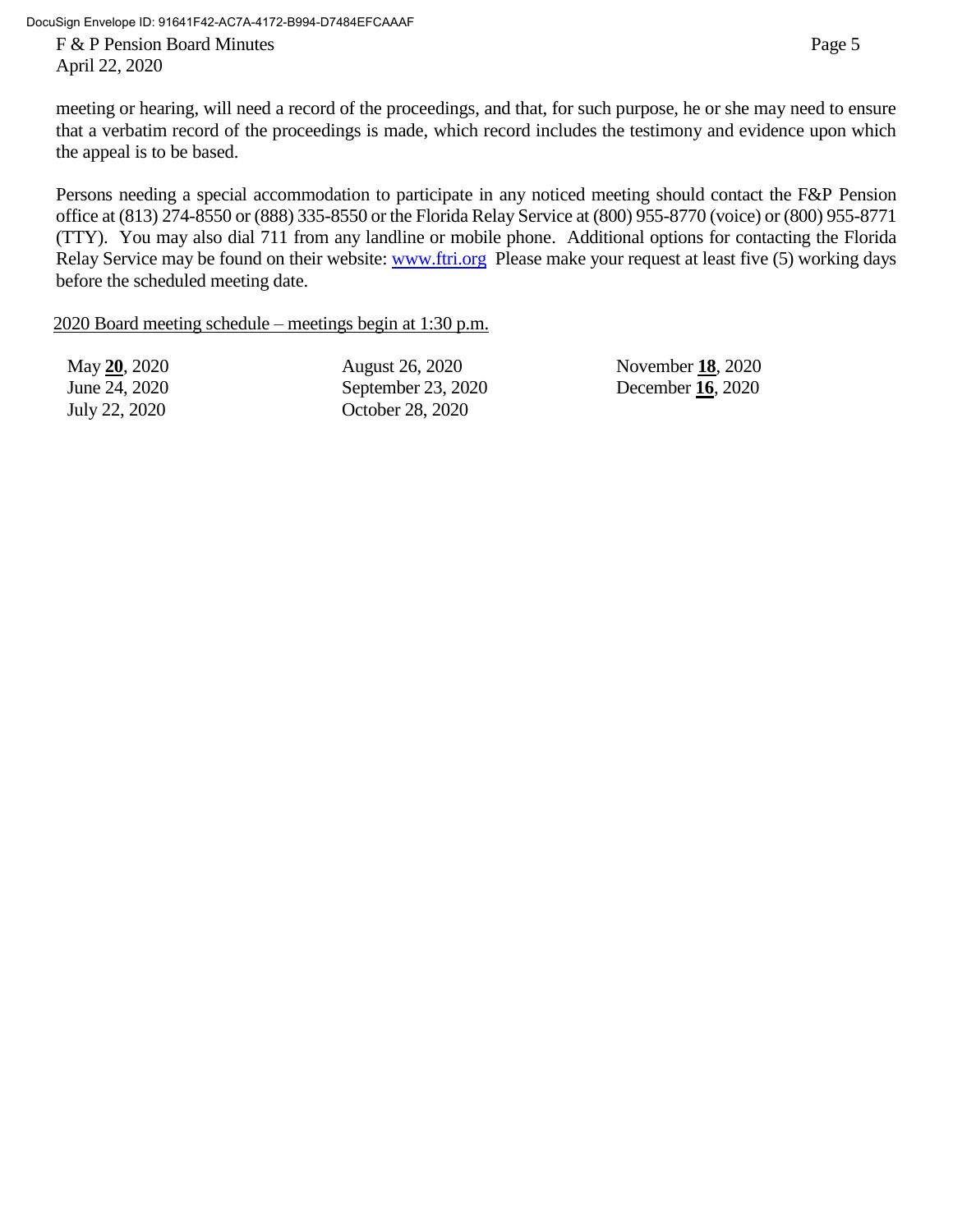meeting or hearing, will need a record of the proceedings, and that, for such purpose, he or she may need to ensure that a verbatim record of the proceedings is made, which record includes the testimony and evidence upon which the appeal is to be based.

Persons needing a special accommodation to participate in any noticed meeting should contact the F&P Pension office at (813) 274-8550 or (888) 335-8550 or the Florida Relay Service at (800) 955-8770 (voice) or (800) 955-8771 (TTY). You may also dial 711 from any landline or mobile phone. Additional options for contacting the Florida Relay Service may be found on their website: www.ftri.org Please make your request at least five (5) working days before the scheduled meeting date.

2020 Board meeting schedule – meetings begin at 1:30 p.m.

| | | |
|---|---|---|
| May **20**, 2020 | August 26, 2020 | November **18**, 2020 |
| June 24, 2020 | September 23, 2020 | December **16**, 2020 |
| July 22, 2020 | October 28, 2020 | |